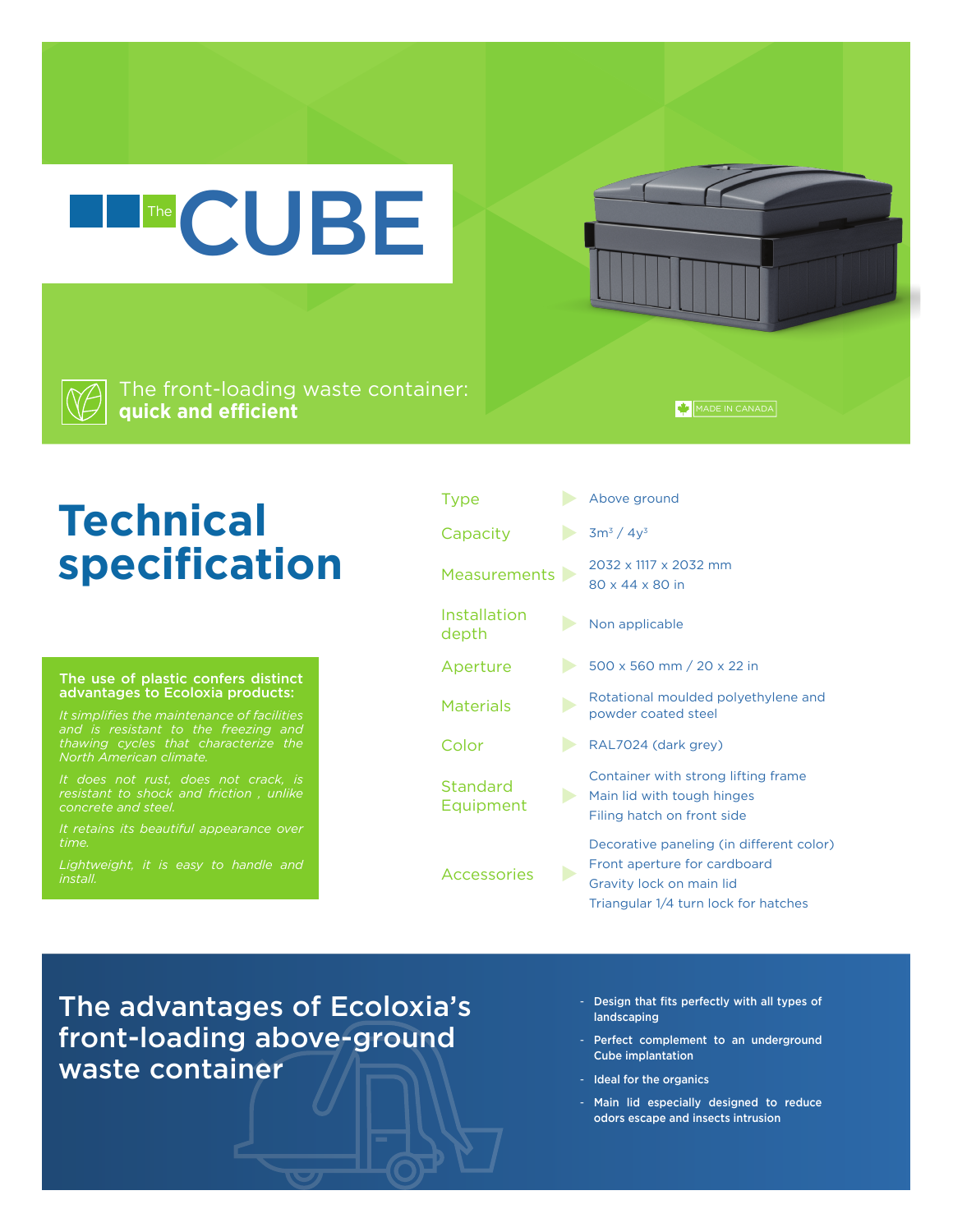# The CUBE

The front-loading waste container: **quick and efficient**

MADE IN CANADA

## Technical specification

**The use of plastic confers distinct advantages to Ecoloxia products:**

*It simplifies the maintenance of facilities and is resistant to the freezing and thawing cycles that characterize the North American climate.*

*It does not rust, does not crack, is resistant to shock and friction , unlike concrete and steel.*

*It retains its beautiful appearance over time.*

*Lightweight, it is easy to handle and install.*

| | |
|---|---|
| Type | Above ground |
| Capacity | $3m^3$ / $4y^3$ |
| Measurements | 2032 x 1117 x 2032 mm<br>80 x 44 x 80 in |
| Installation depth | Non applicable |
| Aperture | 500 x 560 mm / 20 x 22 in |
| Materials | Rotational moulded polyethylene and powder coated steel |
| Color | RAL7024 (dark grey) |
| Standard Equipment | Container with strong lifting frame<br>Main lid with tough hinges<br>Filing hatch on front side |
| Accessories | Decorative paneling (in different color)<br>Front aperture for cardboard<br>Gravity lock on main lid<br>Triangular 1/4 turn lock for hatches |

## The advantages of Ecoloxia's front-loading above-ground waste container

- Design that fits perfectly with all types of landscaping
- Perfect complement to an underground Cube implantation
- Ideal for the organics
- Main lid especially designed to reduce odors escape and insects intrusion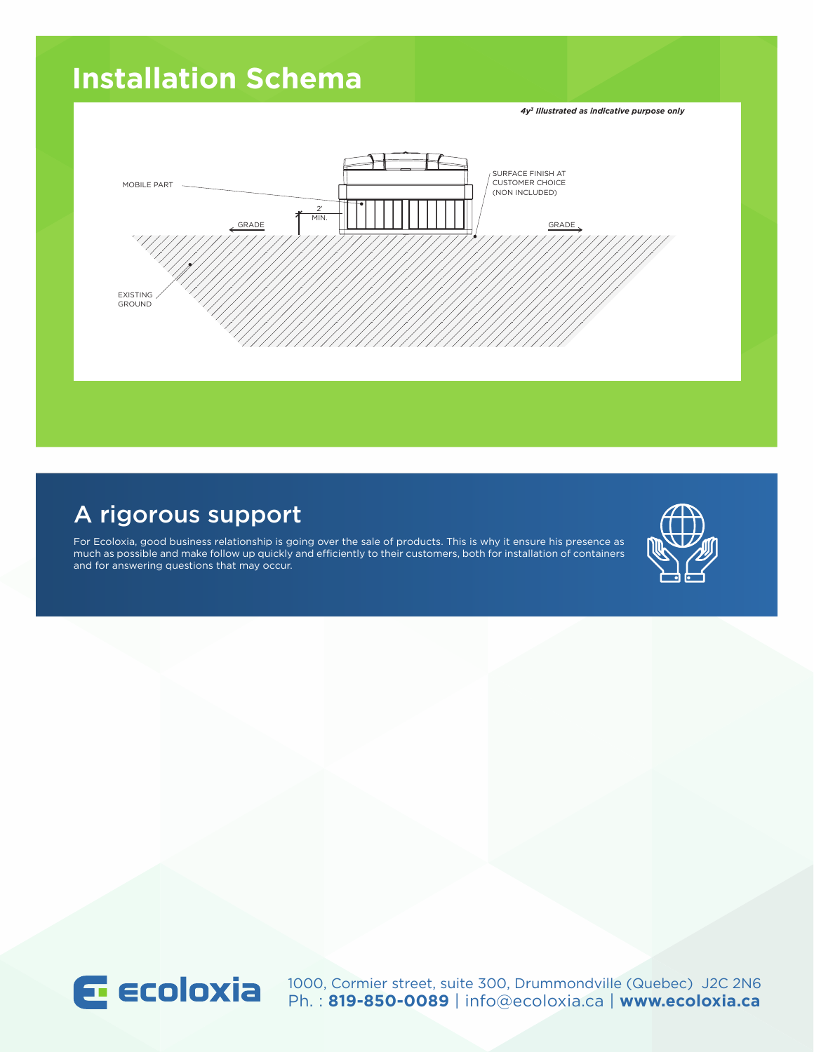# Installation Schema

*4y³ Illustrated as indicative purpose only*

MOBILE PART

SURFACE FINISH AT CUSTOMER CHOICE (NON INCLUDED)

2' MIN.

GRADE

GRADE

EXISTING GROUND

## A rigorous support

For Ecoloxia, good business relationship is going over the sale of products. This is why it ensure his presence as much as possible and make follow up quickly and efficiently to their customers, both for installation of containers and for answering questions that may occur.

ecoloxia

1000, Cormier street, suite 300, Drummondville (Quebec) J2C 2N6
Ph. : **819-850-0089** | info@ecoloxia.ca | **www.ecoloxia.ca**